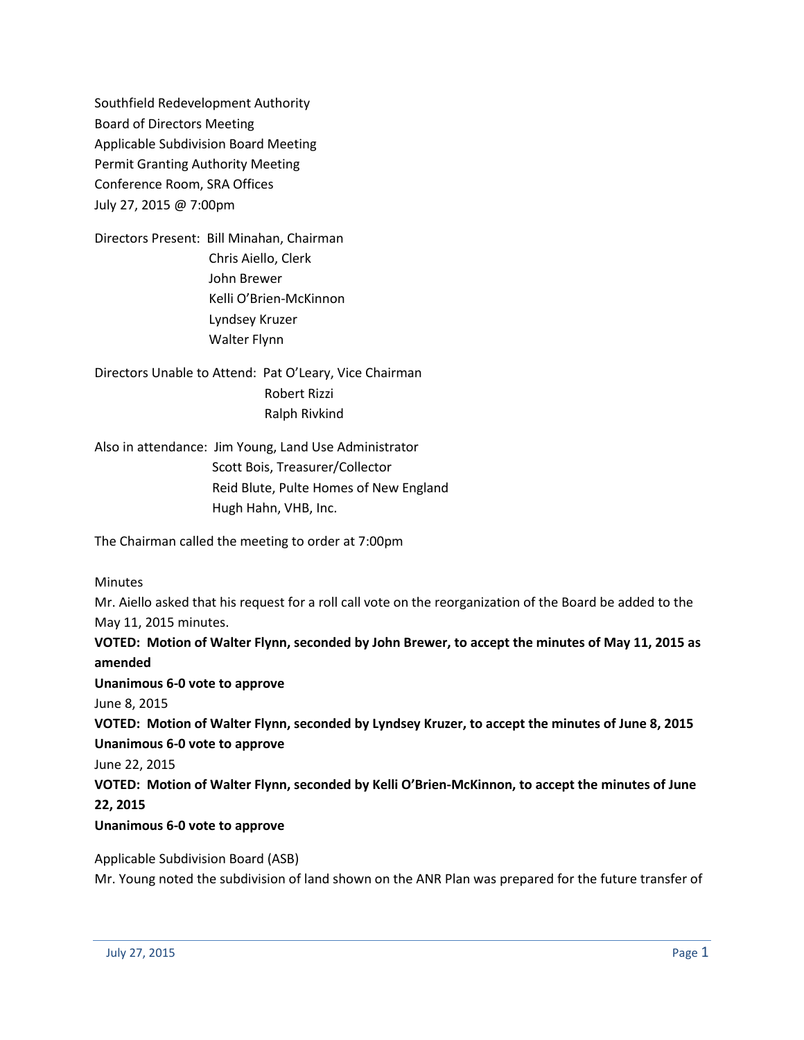Southfield Redevelopment Authority
Board of Directors Meeting
Applicable Subdivision Board Meeting
Permit Granting Authority Meeting
Conference Room, SRA Offices
July 27, 2015 @ 7:00pm

Directors Present: Bill Minahan, Chairman
Chris Aiello, Clerk
John Brewer
Kelli O'Brien-McKinnon
Lyndsey Kruzer
Walter Flynn

Directors Unable to Attend: Pat O'Leary, Vice Chairman
Robert Rizzi
Ralph Rivkind

Also in attendance: Jim Young, Land Use Administrator
Scott Bois, Treasurer/Collector
Reid Blute, Pulte Homes of New England
Hugh Hahn, VHB, Inc.

The Chairman called the meeting to order at 7:00pm

Minutes

Mr. Aiello asked that his request for a roll call vote on the reorganization of the Board be added to the May 11, 2015 minutes.

**VOTED: Motion of Walter Flynn, seconded by John Brewer, to accept the minutes of May 11, 2015 as amended**

**Unanimous 6-0 vote to approve**

June 8, 2015

**VOTED: Motion of Walter Flynn, seconded by Lyndsey Kruzer, to accept the minutes of June 8, 2015**

**Unanimous 6-0 vote to approve**

June 22, 2015

**VOTED: Motion of Walter Flynn, seconded by Kelli O'Brien-McKinnon, to accept the minutes of June 22, 2015**

**Unanimous 6-0 vote to approve**

Applicable Subdivision Board (ASB)

Mr. Young noted the subdivision of land shown on the ANR Plan was prepared for the future transfer of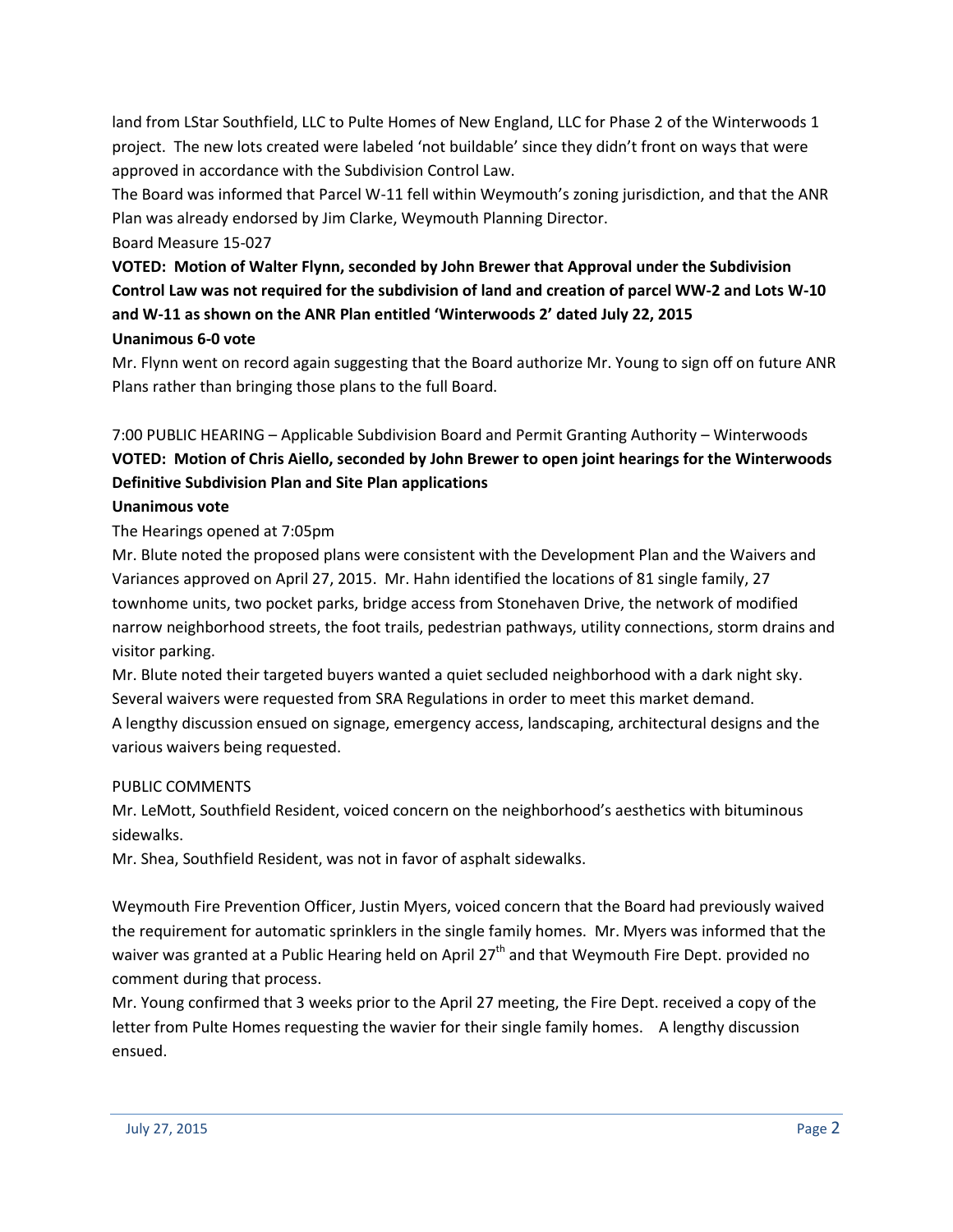land from LStar Southfield, LLC to Pulte Homes of New England, LLC for Phase 2 of the Winterwoods 1 project. The new lots created were labeled 'not buildable' since they didn't front on ways that were approved in accordance with the Subdivision Control Law.

The Board was informed that Parcel W-11 fell within Weymouth's zoning jurisdiction, and that the ANR Plan was already endorsed by Jim Clarke, Weymouth Planning Director.

Board Measure 15-027

**VOTED: Motion of Walter Flynn, seconded by John Brewer that Approval under the Subdivision Control Law was not required for the subdivision of land and creation of parcel WW-2 and Lots W-10 and W-11 as shown on the ANR Plan entitled 'Winterwoods 2' dated July 22, 2015**

**Unanimous 6-0 vote**

Mr. Flynn went on record again suggesting that the Board authorize Mr. Young to sign off on future ANR Plans rather than bringing those plans to the full Board.

7:00 PUBLIC HEARING – Applicable Subdivision Board and Permit Granting Authority – Winterwoods

**VOTED: Motion of Chris Aiello, seconded by John Brewer to open joint hearings for the Winterwoods Definitive Subdivision Plan and Site Plan applications**

**Unanimous vote**

The Hearings opened at 7:05pm

Mr. Blute noted the proposed plans were consistent with the Development Plan and the Waivers and Variances approved on April 27, 2015. Mr. Hahn identified the locations of 81 single family, 27 townhome units, two pocket parks, bridge access from Stonehaven Drive, the network of modified narrow neighborhood streets, the foot trails, pedestrian pathways, utility connections, storm drains and visitor parking.

Mr. Blute noted their targeted buyers wanted a quiet secluded neighborhood with a dark night sky. Several waivers were requested from SRA Regulations in order to meet this market demand.

A lengthy discussion ensued on signage, emergency access, landscaping, architectural designs and the various waivers being requested.

PUBLIC COMMENTS

Mr. LeMott, Southfield Resident, voiced concern on the neighborhood's aesthetics with bituminous sidewalks.

Mr. Shea, Southfield Resident, was not in favor of asphalt sidewalks.

Weymouth Fire Prevention Officer, Justin Myers, voiced concern that the Board had previously waived the requirement for automatic sprinklers in the single family homes. Mr. Myers was informed that the waiver was granted at a Public Hearing held on April 27th and that Weymouth Fire Dept. provided no comment during that process.

Mr. Young confirmed that 3 weeks prior to the April 27 meeting, the Fire Dept. received a copy of the letter from Pulte Homes requesting the wavier for their single family homes. A lengthy discussion ensued.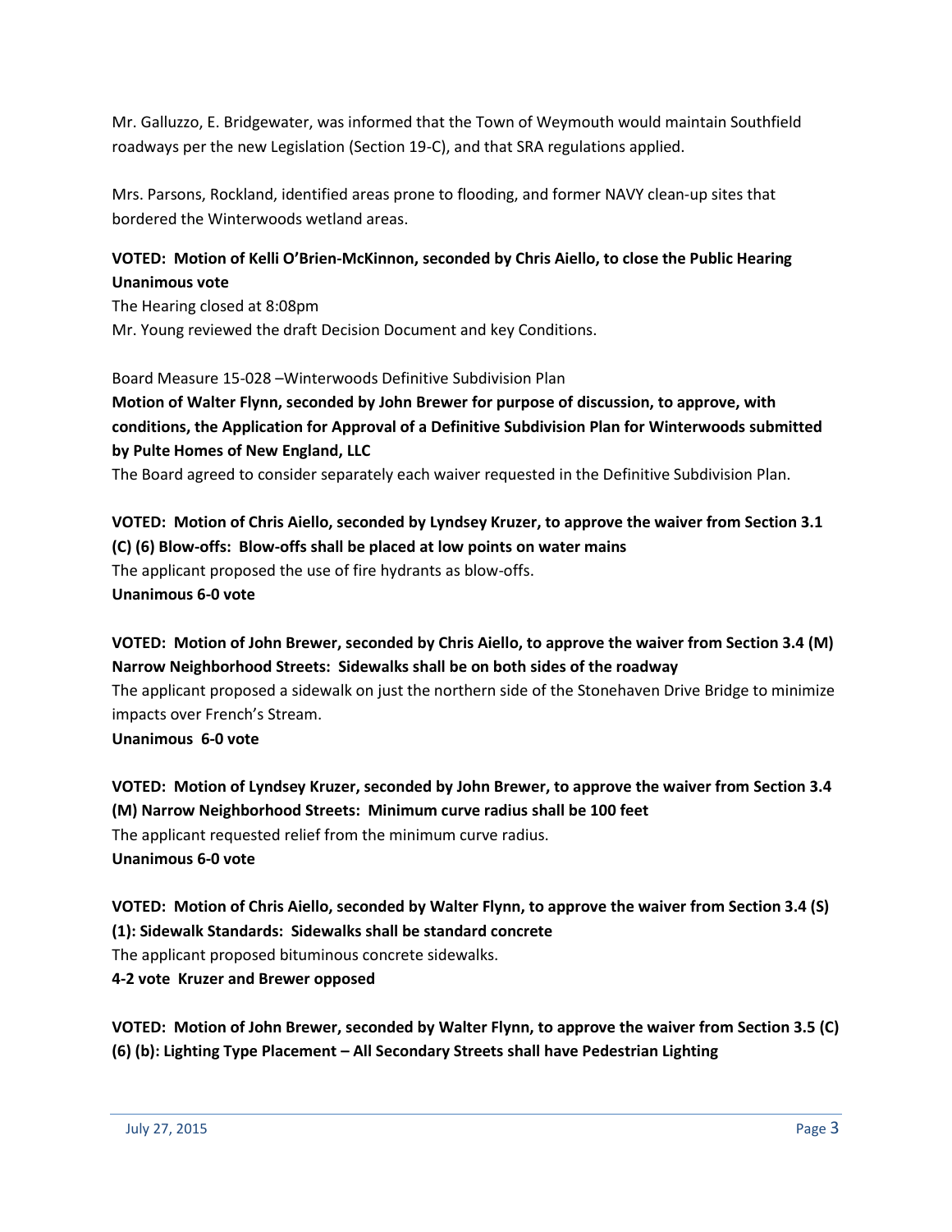Mr. Galluzzo, E. Bridgewater, was informed that the Town of Weymouth would maintain Southfield roadways per the new Legislation (Section 19-C), and that SRA regulations applied.

Mrs. Parsons, Rockland, identified areas prone to flooding, and former NAVY clean-up sites that bordered the Winterwoods wetland areas.

**VOTED: Motion of Kelli O'Brien-McKinnon, seconded by Chris Aiello, to close the Public Hearing Unanimous vote**

The Hearing closed at 8:08pm

Mr. Young reviewed the draft Decision Document and key Conditions.

Board Measure 15-028 –Winterwoods Definitive Subdivision Plan

**Motion of Walter Flynn, seconded by John Brewer for purpose of discussion, to approve, with conditions, the Application for Approval of a Definitive Subdivision Plan for Winterwoods submitted by Pulte Homes of New England, LLC**

The Board agreed to consider separately each waiver requested in the Definitive Subdivision Plan.

**VOTED: Motion of Chris Aiello, seconded by Lyndsey Kruzer, to approve the waiver from Section 3.1 (C) (6) Blow-offs: Blow-offs shall be placed at low points on water mains**

The applicant proposed the use of fire hydrants as blow-offs.

**Unanimous 6-0 vote**

**VOTED: Motion of John Brewer, seconded by Chris Aiello, to approve the waiver from Section 3.4 (M) Narrow Neighborhood Streets: Sidewalks shall be on both sides of the roadway**

The applicant proposed a sidewalk on just the northern side of the Stonehaven Drive Bridge to minimize impacts over French's Stream.

**Unanimous 6-0 vote**

**VOTED: Motion of Lyndsey Kruzer, seconded by John Brewer, to approve the waiver from Section 3.4 (M) Narrow Neighborhood Streets: Minimum curve radius shall be 100 feet**

The applicant requested relief from the minimum curve radius.

**Unanimous 6-0 vote**

**VOTED: Motion of Chris Aiello, seconded by Walter Flynn, to approve the waiver from Section 3.4 (S) (1): Sidewalk Standards: Sidewalks shall be standard concrete**

The applicant proposed bituminous concrete sidewalks.

**4-2 vote Kruzer and Brewer opposed**

**VOTED: Motion of John Brewer, seconded by Walter Flynn, to approve the waiver from Section 3.5 (C) (6) (b): Lighting Type Placement – All Secondary Streets shall have Pedestrian Lighting**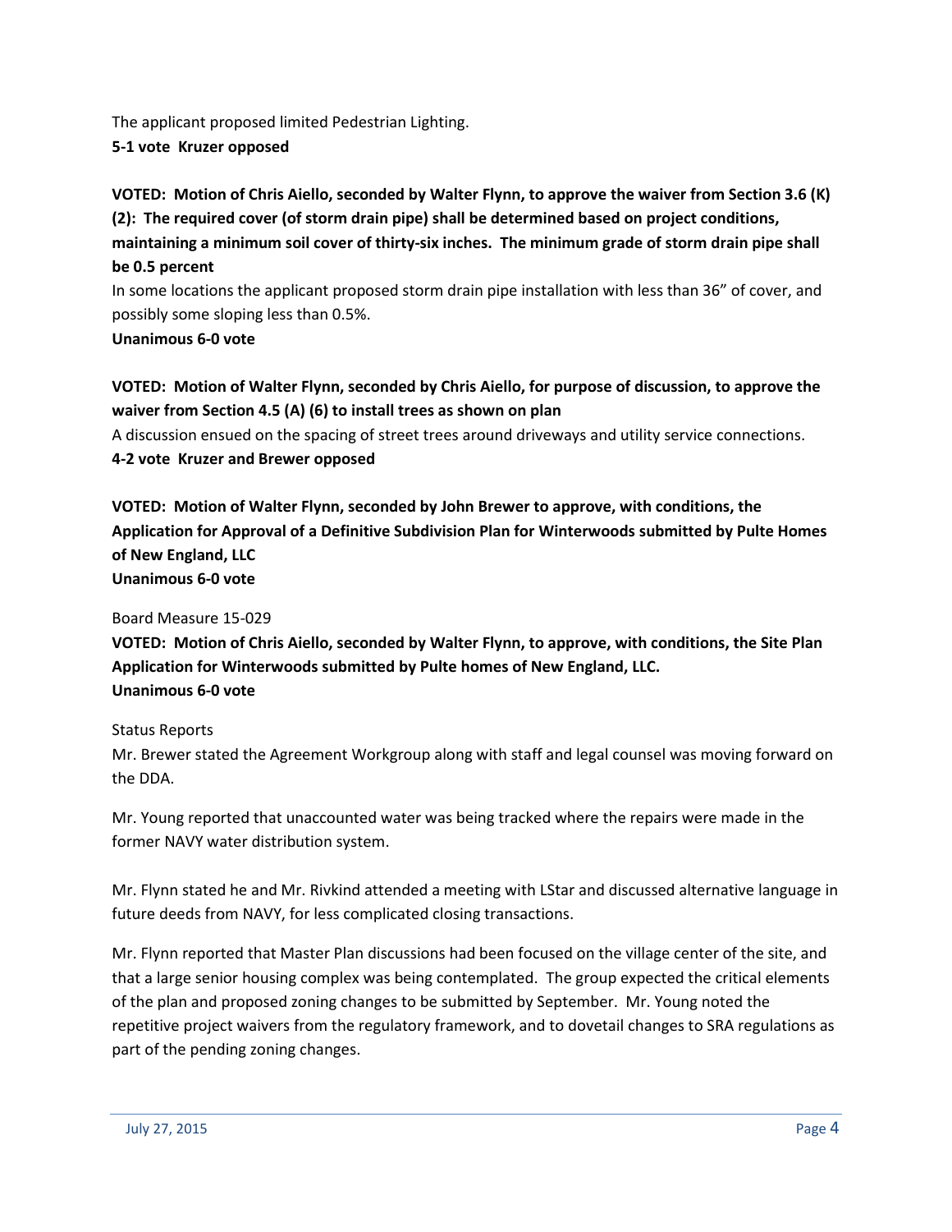The applicant proposed limited Pedestrian Lighting.

**5-1 vote Kruzer opposed**

**VOTED: Motion of Chris Aiello, seconded by Walter Flynn, to approve the waiver from Section 3.6 (K) (2): The required cover (of storm drain pipe) shall be determined based on project conditions, maintaining a minimum soil cover of thirty-six inches. The minimum grade of storm drain pipe shall be 0.5 percent**

In some locations the applicant proposed storm drain pipe installation with less than 36" of cover, and possibly some sloping less than 0.5%.

**Unanimous 6-0 vote**

**VOTED: Motion of Walter Flynn, seconded by Chris Aiello, for purpose of discussion, to approve the waiver from Section 4.5 (A) (6) to install trees as shown on plan**

A discussion ensued on the spacing of street trees around driveways and utility service connections.

**4-2 vote Kruzer and Brewer opposed**

**VOTED: Motion of Walter Flynn, seconded by John Brewer to approve, with conditions, the Application for Approval of a Definitive Subdivision Plan for Winterwoods submitted by Pulte Homes of New England, LLC**

**Unanimous 6-0 vote**

Board Measure 15-029

**VOTED: Motion of Chris Aiello, seconded by Walter Flynn, to approve, with conditions, the Site Plan Application for Winterwoods submitted by Pulte homes of New England, LLC.**

**Unanimous 6-0 vote**

Status Reports

Mr. Brewer stated the Agreement Workgroup along with staff and legal counsel was moving forward on the DDA.

Mr. Young reported that unaccounted water was being tracked where the repairs were made in the former NAVY water distribution system.

Mr. Flynn stated he and Mr. Rivkind attended a meeting with LStar and discussed alternative language in future deeds from NAVY, for less complicated closing transactions.

Mr. Flynn reported that Master Plan discussions had been focused on the village center of the site, and that a large senior housing complex was being contemplated. The group expected the critical elements of the plan and proposed zoning changes to be submitted by September. Mr. Young noted the repetitive project waivers from the regulatory framework, and to dovetail changes to SRA regulations as part of the pending zoning changes.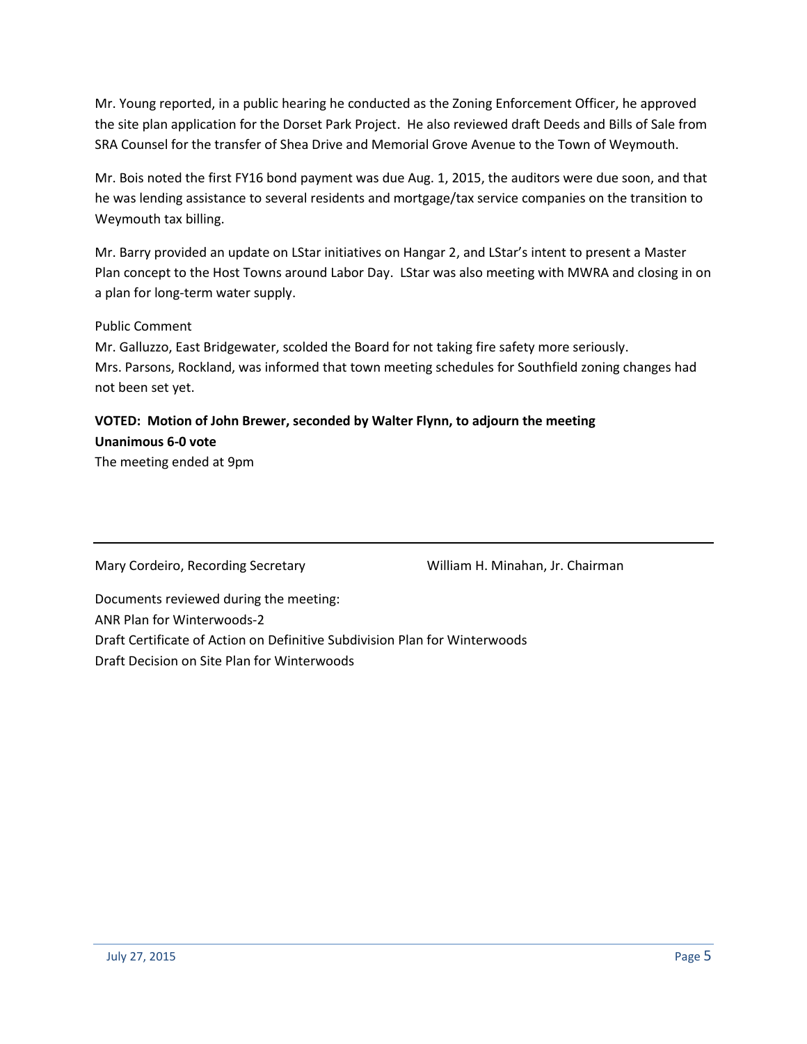Mr. Young reported, in a public hearing he conducted as the Zoning Enforcement Officer, he approved the site plan application for the Dorset Park Project. He also reviewed draft Deeds and Bills of Sale from SRA Counsel for the transfer of Shea Drive and Memorial Grove Avenue to the Town of Weymouth.

Mr. Bois noted the first FY16 bond payment was due Aug. 1, 2015, the auditors were due soon, and that he was lending assistance to several residents and mortgage/tax service companies on the transition to Weymouth tax billing.

Mr. Barry provided an update on LStar initiatives on Hangar 2, and LStar's intent to present a Master Plan concept to the Host Towns around Labor Day. LStar was also meeting with MWRA and closing in on a plan for long-term water supply.

Public Comment

Mr. Galluzzo, East Bridgewater, scolded the Board for not taking fire safety more seriously.

Mrs. Parsons, Rockland, was informed that town meeting schedules for Southfield zoning changes had not been set yet.

**VOTED: Motion of John Brewer, seconded by Walter Flynn, to adjourn the meeting**

**Unanimous 6-0 vote**

The meeting ended at 9pm

---

Mary Cordeiro, Recording Secretary

William H. Minahan, Jr. Chairman

Documents reviewed during the meeting:

ANR Plan for Winterwoods-2

Draft Certificate of Action on Definitive Subdivision Plan for Winterwoods

Draft Decision on Site Plan for Winterwoods